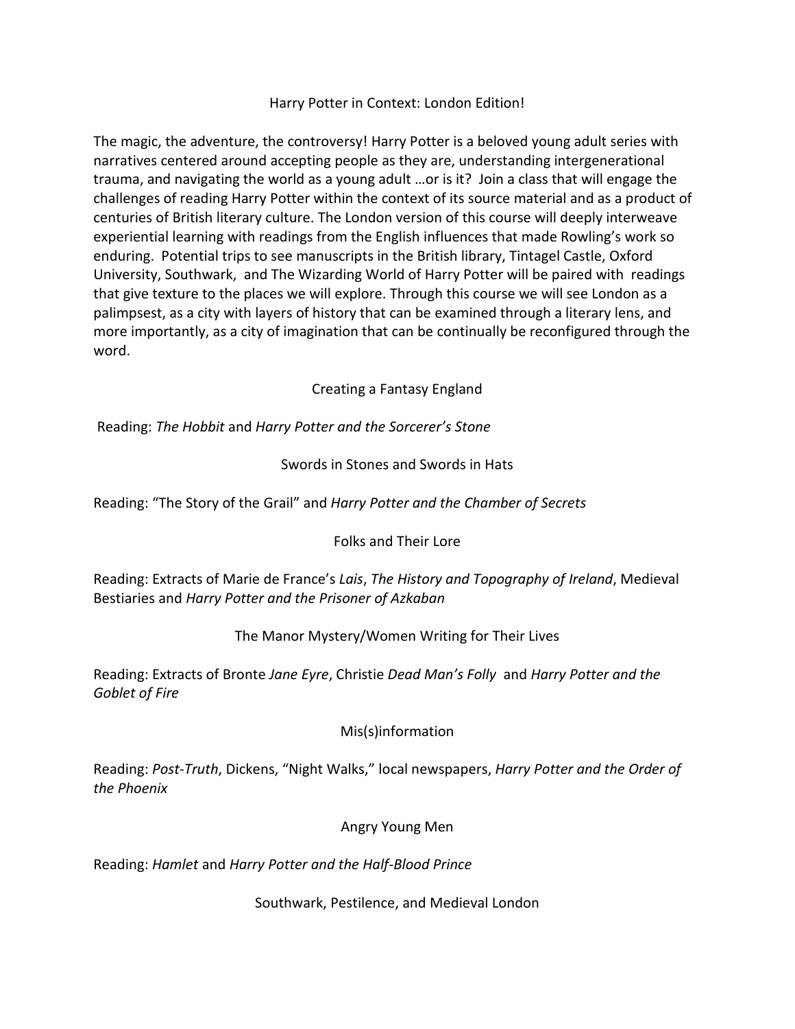# Harry Potter in Context: London Edition!

The magic, the adventure, the controversy! Harry Potter is a beloved young adult series with narratives centered around accepting people as they are, understanding intergenerational trauma, and navigating the world as a young adult …or is it? Join a class that will engage the challenges of reading Harry Potter within the context of its source material and as a product of centuries of British literary culture. The London version of this course will deeply interweave experiential learning with readings from the English influences that made Rowling's work so enduring. Potential trips to see manuscripts in the British library, Tintagel Castle, Oxford University, Southwark, and The Wizarding World of Harry Potter will be paired with readings that give texture to the places we will explore. Through this course we will see London as a palimpsest, as a city with layers of history that can be examined through a literary lens, and more importantly, as a city of imagination that can be continually be reconfigured through the word.

## Creating a Fantasy England

Reading: *The Hobbit* and *Harry Potter and the Sorcerer's Stone*

## Swords in Stones and Swords in Hats

Reading: "The Story of the Grail" and *Harry Potter and the Chamber of Secrets*

## Folks and Their Lore

Reading: Extracts of Marie de France's *Lais*, *The History and Topography of Ireland*, Medieval Bestiaries and *Harry Potter and the Prisoner of Azkaban*

## The Manor Mystery/Women Writing for Their Lives

Reading: Extracts of Bronte *Jane Eyre*, Christie *Dead Man's Folly* and *Harry Potter and the Goblet of Fire*

## Mis(s)information

Reading: *Post-Truth*, Dickens, "Night Walks," local newspapers, *Harry Potter and the Order of the Phoenix*

## Angry Young Men

Reading: *Hamlet* and *Harry Potter and the Half-Blood Prince*

## Southwark, Pestilence, and Medieval London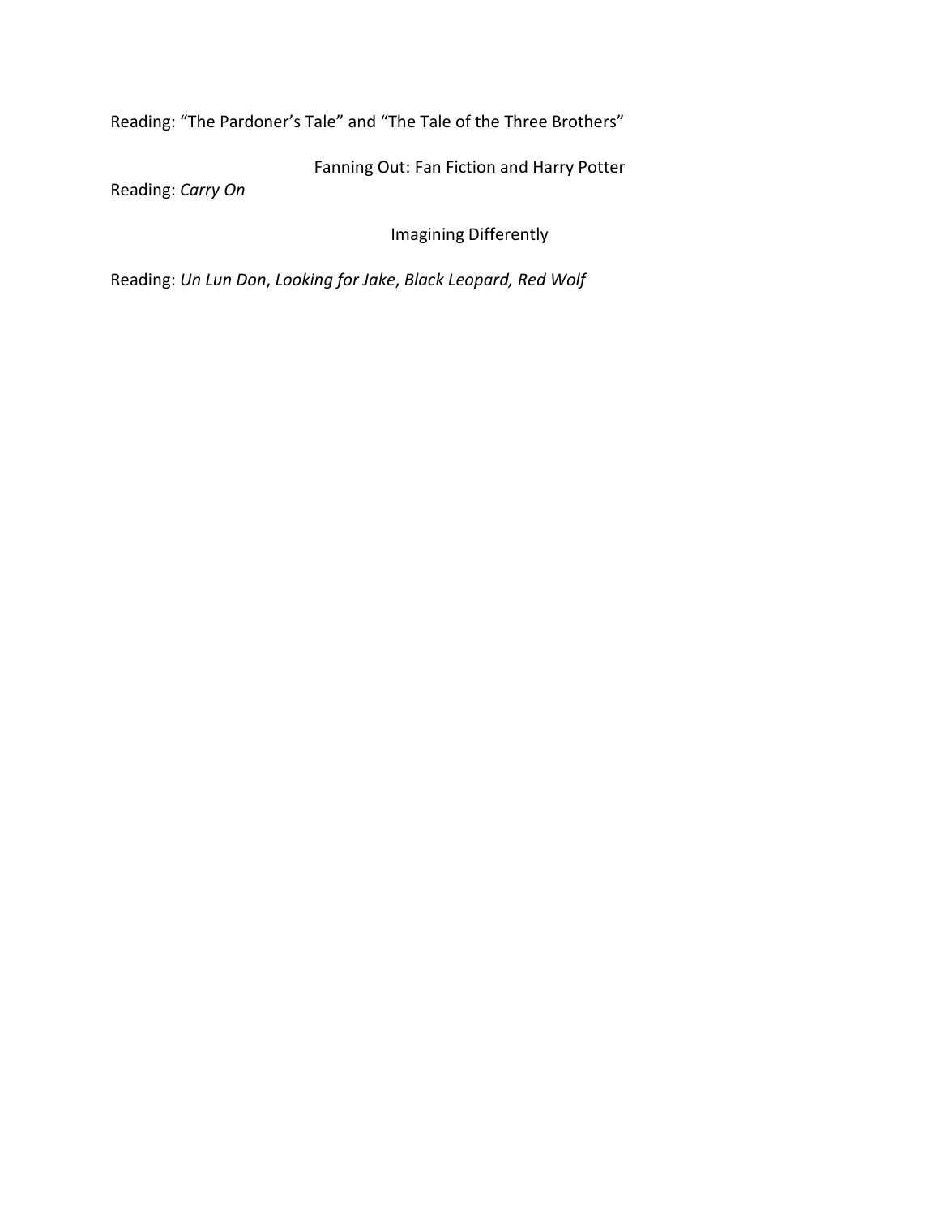Reading: "The Pardoner's Tale" and "The Tale of the Three Brothers"

## Fanning Out: Fan Fiction and Harry Potter

Reading: *Carry On*

## Imagining Differently

Reading: *Un Lun Don*, *Looking for Jake*, *Black Leopard, Red Wolf*